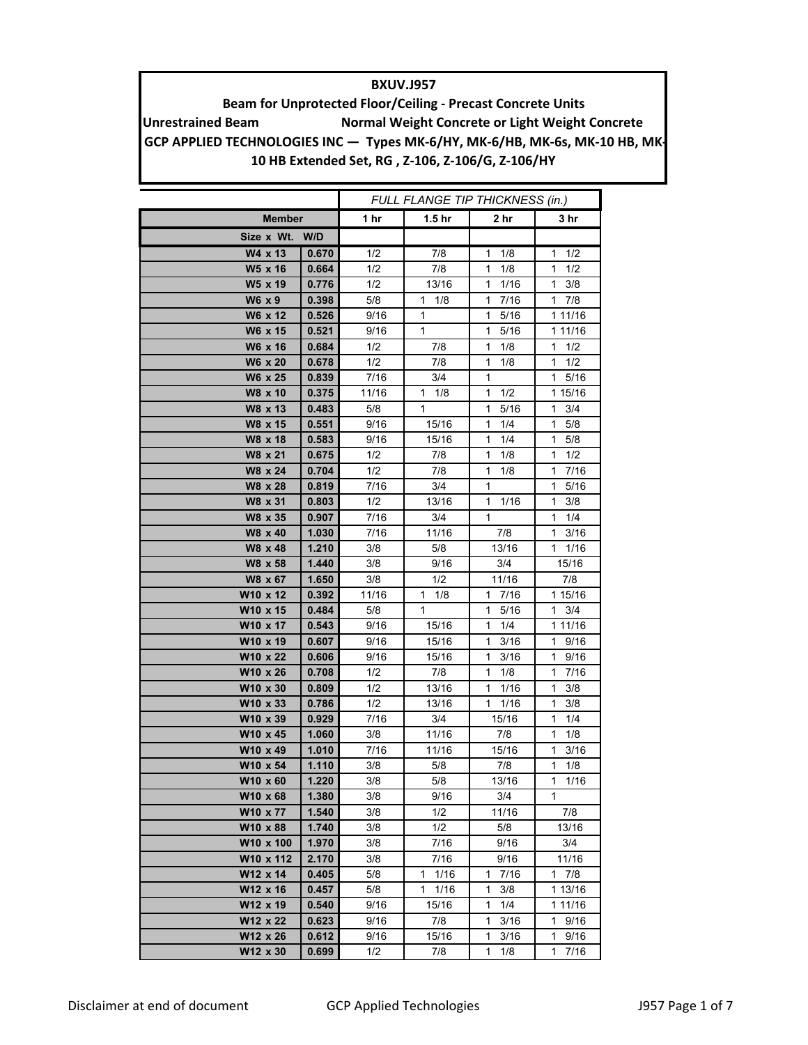**BXUV.J957**

**Beam for Unprotected Floor/Ceiling - Precast Concrete Units**

**Unrestrained Beam** **Normal Weight Concrete or Light Weight Concrete**

**GCP APPLIED TECHNOLOGIES INC — Types MK-6/HY, MK-6/HB, MK-6s, MK-10 HB, MK-10 HB Extended Set, RG , Z-106, Z-106/G, Z-106/HY**

| Member | | *FULL FLANGE TIP THICKNESS (in.)* | | | |
|---|---|---|---|---|---|
| Size x Wt. | W/D | 1 hr | 1.5 hr | 2 hr | 3 hr |
| W4 x 13 | 0.670 | 1/2 | 7/8 | 1 1/8 | 1 1/2 |
| W5 x 16 | 0.664 | 1/2 | 7/8 | 1 1/8 | 1 1/2 |
| W5 x 19 | 0.776 | 1/2 | 13/16 | 1 1/16 | 1 3/8 |
| W6 x 9 | 0.398 | 5/8 | 1 1/8 | 1 7/16 | 1 7/8 |
| W6 x 12 | 0.526 | 9/16 | 1 | 1 5/16 | 1 11/16 |
| W6 x 15 | 0.521 | 9/16 | 1 | 1 5/16 | 1 11/16 |
| W6 x 16 | 0.684 | 1/2 | 7/8 | 1 1/8 | 1 1/2 |
| W6 x 20 | 0.678 | 1/2 | 7/8 | 1 1/8 | 1 1/2 |
| W6 x 25 | 0.839 | 7/16 | 3/4 | 1 | 1 5/16 |
| W8 x 10 | 0.375 | 11/16 | 1 1/8 | 1 1/2 | 1 15/16 |
| W8 x 13 | 0.483 | 5/8 | 1 | 1 5/16 | 1 3/4 |
| W8 x 15 | 0.551 | 9/16 | 15/16 | 1 1/4 | 1 5/8 |
| W8 x 18 | 0.583 | 9/16 | 15/16 | 1 1/4 | 1 5/8 |
| W8 x 21 | 0.675 | 1/2 | 7/8 | 1 1/8 | 1 1/2 |
| W8 x 24 | 0.704 | 1/2 | 7/8 | 1 1/8 | 1 7/16 |
| W8 x 28 | 0.819 | 7/16 | 3/4 | 1 | 1 5/16 |
| W8 x 31 | 0.803 | 1/2 | 13/16 | 1 1/16 | 1 3/8 |
| W8 x 35 | 0.907 | 7/16 | 3/4 | 1 | 1 1/4 |
| W8 x 40 | 1.030 | 7/16 | 11/16 | 7/8 | 1 3/16 |
| W8 x 48 | 1.210 | 3/8 | 5/8 | 13/16 | 1 1/16 |
| W8 x 58 | 1.440 | 3/8 | 9/16 | 3/4 | 15/16 |
| W8 x 67 | 1.650 | 3/8 | 1/2 | 11/16 | 7/8 |
| W10 x 12 | 0.392 | 11/16 | 1 1/8 | 1 7/16 | 1 15/16 |
| W10 x 15 | 0.484 | 5/8 | 1 | 1 5/16 | 1 3/4 |
| W10 x 17 | 0.543 | 9/16 | 15/16 | 1 1/4 | 1 11/16 |
| W10 x 19 | 0.607 | 9/16 | 15/16 | 1 3/16 | 1 9/16 |
| W10 x 22 | 0.606 | 9/16 | 15/16 | 1 3/16 | 1 9/16 |
| W10 x 26 | 0.708 | 1/2 | 7/8 | 1 1/8 | 1 7/16 |
| W10 x 30 | 0.809 | 1/2 | 13/16 | 1 1/16 | 1 3/8 |
| W10 x 33 | 0.786 | 1/2 | 13/16 | 1 1/16 | 1 3/8 |
| W10 x 39 | 0.929 | 7/16 | 3/4 | 15/16 | 1 1/4 |
| W10 x 45 | 1.060 | 3/8 | 11/16 | 7/8 | 1 1/8 |
| W10 x 49 | 1.010 | 7/16 | 11/16 | 15/16 | 1 3/16 |
| W10 x 54 | 1.110 | 3/8 | 5/8 | 7/8 | 1 1/8 |
| W10 x 60 | 1.220 | 3/8 | 5/8 | 13/16 | 1 1/16 |
| W10 x 68 | 1.380 | 3/8 | 9/16 | 3/4 | 1 |
| W10 x 77 | 1.540 | 3/8 | 1/2 | 11/16 | 7/8 |
| W10 x 88 | 1.740 | 3/8 | 1/2 | 5/8 | 13/16 |
| W10 x 100 | 1.970 | 3/8 | 7/16 | 9/16 | 3/4 |
| W10 x 112 | 2.170 | 3/8 | 7/16 | 9/16 | 11/16 |
| W12 x 14 | 0.405 | 5/8 | 1 1/16 | 1 7/16 | 1 7/8 |
| W12 x 16 | 0.457 | 5/8 | 1 1/16 | 1 3/8 | 1 13/16 |
| W12 x 19 | 0.540 | 9/16 | 15/16 | 1 1/4 | 1 11/16 |
| W12 x 22 | 0.623 | 9/16 | 7/8 | 1 3/16 | 1 9/16 |
| W12 x 26 | 0.612 | 9/16 | 15/16 | 1 3/16 | 1 9/16 |
| W12 x 30 | 0.699 | 1/2 | 7/8 | 1 1/8 | 1 7/16 |

Disclaimer at end of document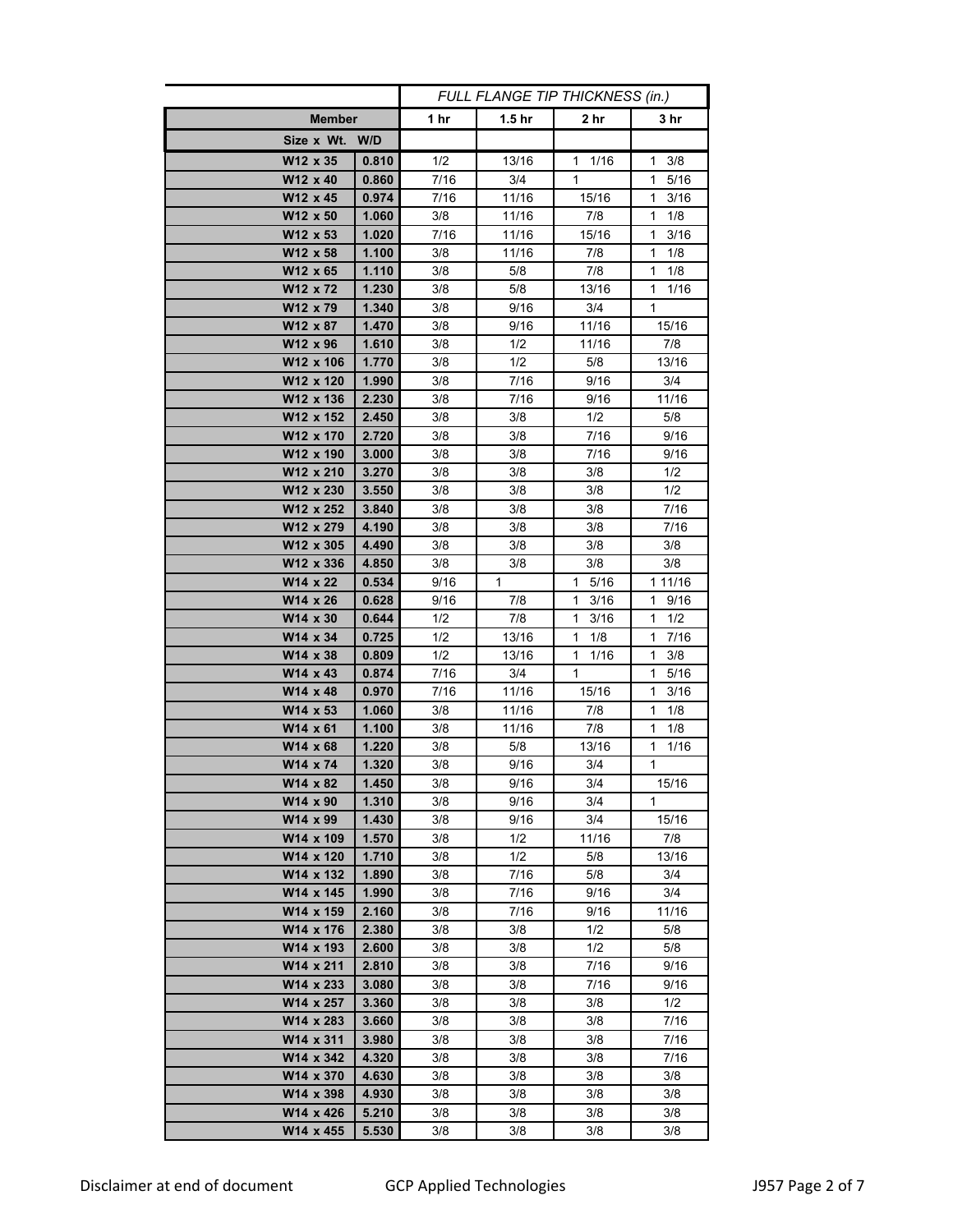| Member | | FULL FLANGE TIP THICKNESS (in.) | | | |
|---|---|---|---|---|---|
| | | 1 hr | 1.5 hr | 2 hr | 3 hr |
| Size x Wt. | W/D | | | | |
| W12 x 35 | 0.810 | 1/2 | 13/16 | 1 1/16 | 1 3/8 |
| W12 x 40 | 0.860 | 7/16 | 3/4 | 1 | 1 5/16 |
| W12 x 45 | 0.974 | 7/16 | 11/16 | 15/16 | 1 3/16 |
| W12 x 50 | 1.060 | 3/8 | 11/16 | 7/8 | 1 1/8 |
| W12 x 53 | 1.020 | 7/16 | 11/16 | 15/16 | 1 3/16 |
| W12 x 58 | 1.100 | 3/8 | 11/16 | 7/8 | 1 1/8 |
| W12 x 65 | 1.110 | 3/8 | 5/8 | 7/8 | 1 1/8 |
| W12 x 72 | 1.230 | 3/8 | 5/8 | 13/16 | 1 1/16 |
| W12 x 79 | 1.340 | 3/8 | 9/16 | 3/4 | 1 |
| W12 x 87 | 1.470 | 3/8 | 9/16 | 11/16 | 15/16 |
| W12 x 96 | 1.610 | 3/8 | 1/2 | 11/16 | 7/8 |
| W12 x 106 | 1.770 | 3/8 | 1/2 | 5/8 | 13/16 |
| W12 x 120 | 1.990 | 3/8 | 7/16 | 9/16 | 3/4 |
| W12 x 136 | 2.230 | 3/8 | 7/16 | 9/16 | 11/16 |
| W12 x 152 | 2.450 | 3/8 | 3/8 | 1/2 | 5/8 |
| W12 x 170 | 2.720 | 3/8 | 3/8 | 7/16 | 9/16 |
| W12 x 190 | 3.000 | 3/8 | 3/8 | 7/16 | 9/16 |
| W12 x 210 | 3.270 | 3/8 | 3/8 | 3/8 | 1/2 |
| W12 x 230 | 3.550 | 3/8 | 3/8 | 3/8 | 1/2 |
| W12 x 252 | 3.840 | 3/8 | 3/8 | 3/8 | 7/16 |
| W12 x 279 | 4.190 | 3/8 | 3/8 | 3/8 | 7/16 |
| W12 x 305 | 4.490 | 3/8 | 3/8 | 3/8 | 3/8 |
| W12 x 336 | 4.850 | 3/8 | 3/8 | 3/8 | 3/8 |
| W14 x 22 | 0.534 | 9/16 | 1 | 1 5/16 | 1 11/16 |
| W14 x 26 | 0.628 | 9/16 | 7/8 | 1 3/16 | 1 9/16 |
| W14 x 30 | 0.644 | 1/2 | 7/8 | 1 3/16 | 1 1/2 |
| W14 x 34 | 0.725 | 1/2 | 13/16 | 1 1/8 | 1 7/16 |
| W14 x 38 | 0.809 | 1/2 | 13/16 | 1 1/16 | 1 3/8 |
| W14 x 43 | 0.874 | 7/16 | 3/4 | 1 | 1 5/16 |
| W14 x 48 | 0.970 | 7/16 | 11/16 | 15/16 | 1 3/16 |
| W14 x 53 | 1.060 | 3/8 | 11/16 | 7/8 | 1 1/8 |
| W14 x 61 | 1.100 | 3/8 | 11/16 | 7/8 | 1 1/8 |
| W14 x 68 | 1.220 | 3/8 | 5/8 | 13/16 | 1 1/16 |
| W14 x 74 | 1.320 | 3/8 | 9/16 | 3/4 | 1 |
| W14 x 82 | 1.450 | 3/8 | 9/16 | 3/4 | 15/16 |
| W14 x 90 | 1.310 | 3/8 | 9/16 | 3/4 | 1 |
| W14 x 99 | 1.430 | 3/8 | 9/16 | 3/4 | 15/16 |
| W14 x 109 | 1.570 | 3/8 | 1/2 | 11/16 | 7/8 |
| W14 x 120 | 1.710 | 3/8 | 1/2 | 5/8 | 13/16 |
| W14 x 132 | 1.890 | 3/8 | 7/16 | 5/8 | 3/4 |
| W14 x 145 | 1.990 | 3/8 | 7/16 | 9/16 | 3/4 |
| W14 x 159 | 2.160 | 3/8 | 7/16 | 9/16 | 11/16 |
| W14 x 176 | 2.380 | 3/8 | 3/8 | 1/2 | 5/8 |
| W14 x 193 | 2.600 | 3/8 | 3/8 | 1/2 | 5/8 |
| W14 x 211 | 2.810 | 3/8 | 3/8 | 7/16 | 9/16 |
| W14 x 233 | 3.080 | 3/8 | 3/8 | 7/16 | 9/16 |
| W14 x 257 | 3.360 | 3/8 | 3/8 | 3/8 | 1/2 |
| W14 x 283 | 3.660 | 3/8 | 3/8 | 3/8 | 7/16 |
| W14 x 311 | 3.980 | 3/8 | 3/8 | 3/8 | 7/16 |
| W14 x 342 | 4.320 | 3/8 | 3/8 | 3/8 | 7/16 |
| W14 x 370 | 4.630 | 3/8 | 3/8 | 3/8 | 3/8 |
| W14 x 398 | 4.930 | 3/8 | 3/8 | 3/8 | 3/8 |
| W14 x 426 | 5.210 | 3/8 | 3/8 | 3/8 | 3/8 |
| W14 x 455 | 5.530 | 3/8 | 3/8 | 3/8 | 3/8 |

Disclaimer at end of document    GCP Applied Technologies    J957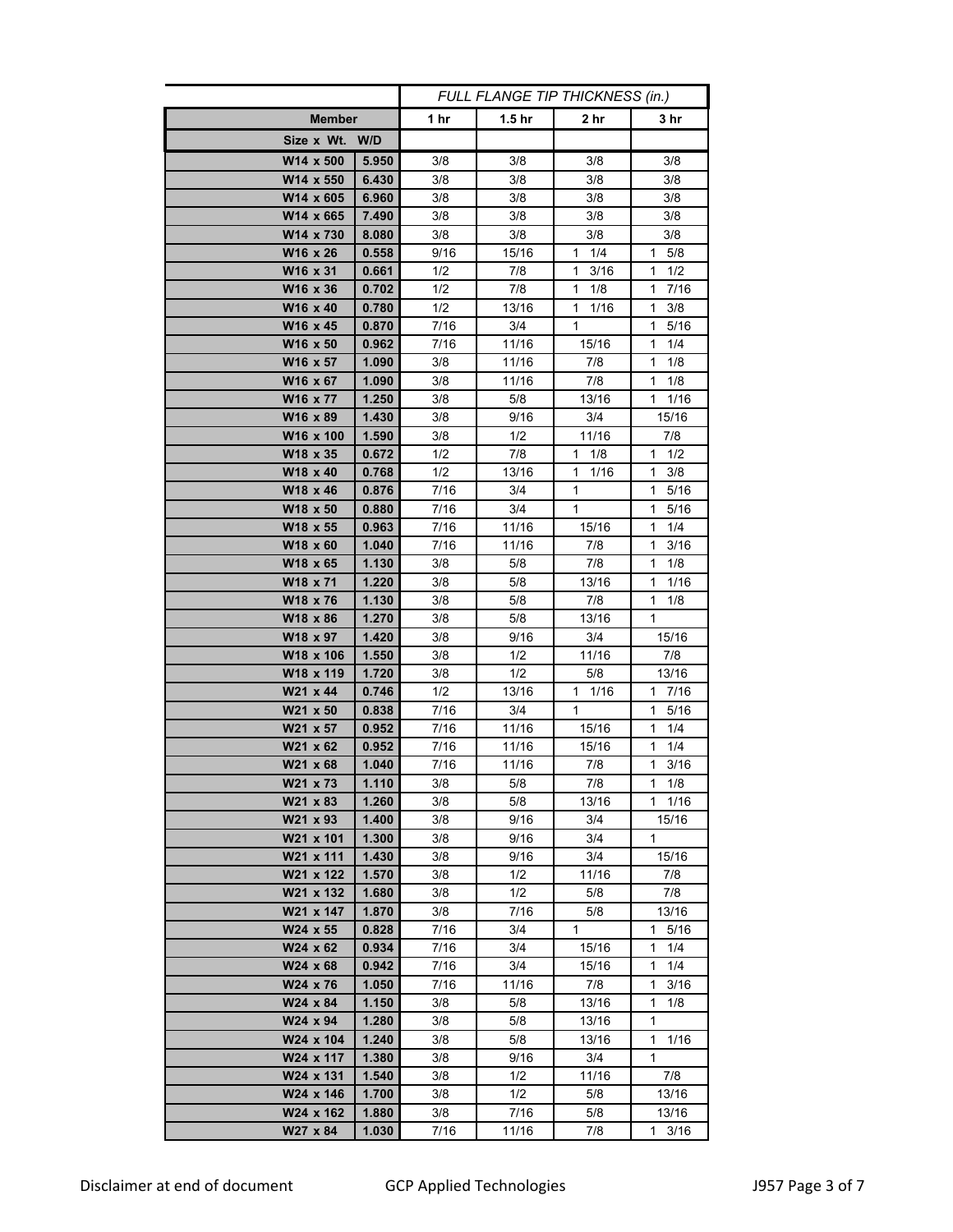| Member | | FULL FLANGE TIP THICKNESS (in.) | | | |
|---|---|---|---|---|---|
| Size x Wt. | W/D | 1 hr | 1.5 hr | 2 hr | 3 hr |
| W14 x 500 | 5.950 | 3/8 | 3/8 | 3/8 | 3/8 |
| W14 x 550 | 6.430 | 3/8 | 3/8 | 3/8 | 3/8 |
| W14 x 605 | 6.960 | 3/8 | 3/8 | 3/8 | 3/8 |
| W14 x 665 | 7.490 | 3/8 | 3/8 | 3/8 | 3/8 |
| W14 x 730 | 8.080 | 3/8 | 3/8 | 3/8 | 3/8 |
| W16 x 26 | 0.558 | 9/16 | 15/16 | 1 1/4 | 1 5/8 |
| W16 x 31 | 0.661 | 1/2 | 7/8 | 1 3/16 | 1 1/2 |
| W16 x 36 | 0.702 | 1/2 | 7/8 | 1 1/8 | 1 7/16 |
| W16 x 40 | 0.780 | 1/2 | 13/16 | 1 1/16 | 1 3/8 |
| W16 x 45 | 0.870 | 7/16 | 3/4 | 1 | 1 5/16 |
| W16 x 50 | 0.962 | 7/16 | 11/16 | 15/16 | 1 1/4 |
| W16 x 57 | 1.090 | 3/8 | 11/16 | 7/8 | 1 1/8 |
| W16 x 67 | 1.090 | 3/8 | 11/16 | 7/8 | 1 1/8 |
| W16 x 77 | 1.250 | 3/8 | 5/8 | 13/16 | 1 1/16 |
| W16 x 89 | 1.430 | 3/8 | 9/16 | 3/4 | 15/16 |
| W16 x 100 | 1.590 | 3/8 | 1/2 | 11/16 | 7/8 |
| W18 x 35 | 0.672 | 1/2 | 7/8 | 1 1/8 | 1 1/2 |
| W18 x 40 | 0.768 | 1/2 | 13/16 | 1 1/16 | 1 3/8 |
| W18 x 46 | 0.876 | 7/16 | 3/4 | 1 | 1 5/16 |
| W18 x 50 | 0.880 | 7/16 | 3/4 | 1 | 1 5/16 |
| W18 x 55 | 0.963 | 7/16 | 11/16 | 15/16 | 1 1/4 |
| W18 x 60 | 1.040 | 7/16 | 11/16 | 7/8 | 1 3/16 |
| W18 x 65 | 1.130 | 3/8 | 5/8 | 7/8 | 1 1/8 |
| W18 x 71 | 1.220 | 3/8 | 5/8 | 13/16 | 1 1/16 |
| W18 x 76 | 1.130 | 3/8 | 5/8 | 7/8 | 1 1/8 |
| W18 x 86 | 1.270 | 3/8 | 5/8 | 13/16 | 1 |
| W18 x 97 | 1.420 | 3/8 | 9/16 | 3/4 | 15/16 |
| W18 x 106 | 1.550 | 3/8 | 1/2 | 11/16 | 7/8 |
| W18 x 119 | 1.720 | 3/8 | 1/2 | 5/8 | 13/16 |
| W21 x 44 | 0.746 | 1/2 | 13/16 | 1 1/16 | 1 7/16 |
| W21 x 50 | 0.838 | 7/16 | 3/4 | 1 | 1 5/16 |
| W21 x 57 | 0.952 | 7/16 | 11/16 | 15/16 | 1 1/4 |
| W21 x 62 | 0.952 | 7/16 | 11/16 | 15/16 | 1 1/4 |
| W21 x 68 | 1.040 | 7/16 | 11/16 | 7/8 | 1 3/16 |
| W21 x 73 | 1.110 | 3/8 | 5/8 | 7/8 | 1 1/8 |
| W21 x 83 | 1.260 | 3/8 | 5/8 | 13/16 | 1 1/16 |
| W21 x 93 | 1.400 | 3/8 | 9/16 | 3/4 | 15/16 |
| W21 x 101 | 1.300 | 3/8 | 9/16 | 3/4 | 1 |
| W21 x 111 | 1.430 | 3/8 | 9/16 | 3/4 | 15/16 |
| W21 x 122 | 1.570 | 3/8 | 1/2 | 11/16 | 7/8 |
| W21 x 132 | 1.680 | 3/8 | 1/2 | 5/8 | 7/8 |
| W21 x 147 | 1.870 | 3/8 | 7/16 | 5/8 | 13/16 |
| W24 x 55 | 0.828 | 7/16 | 3/4 | 1 | 1 5/16 |
| W24 x 62 | 0.934 | 7/16 | 3/4 | 15/16 | 1 1/4 |
| W24 x 68 | 0.942 | 7/16 | 3/4 | 15/16 | 1 1/4 |
| W24 x 76 | 1.050 | 7/16 | 11/16 | 7/8 | 1 3/16 |
| W24 x 84 | 1.150 | 3/8 | 5/8 | 13/16 | 1 1/8 |
| W24 x 94 | 1.280 | 3/8 | 5/8 | 13/16 | 1 |
| W24 x 104 | 1.240 | 3/8 | 5/8 | 13/16 | 1 1/16 |
| W24 x 117 | 1.380 | 3/8 | 9/16 | 3/4 | 1 |
| W24 x 131 | 1.540 | 3/8 | 1/2 | 11/16 | 7/8 |
| W24 x 146 | 1.700 | 3/8 | 1/2 | 5/8 | 13/16 |
| W24 x 162 | 1.880 | 3/8 | 7/16 | 5/8 | 13/16 |
| W27 x 84 | 1.030 | 7/16 | 11/16 | 7/8 | 1 3/16 |

Disclaimer at end of document GCP Applied Technologies J957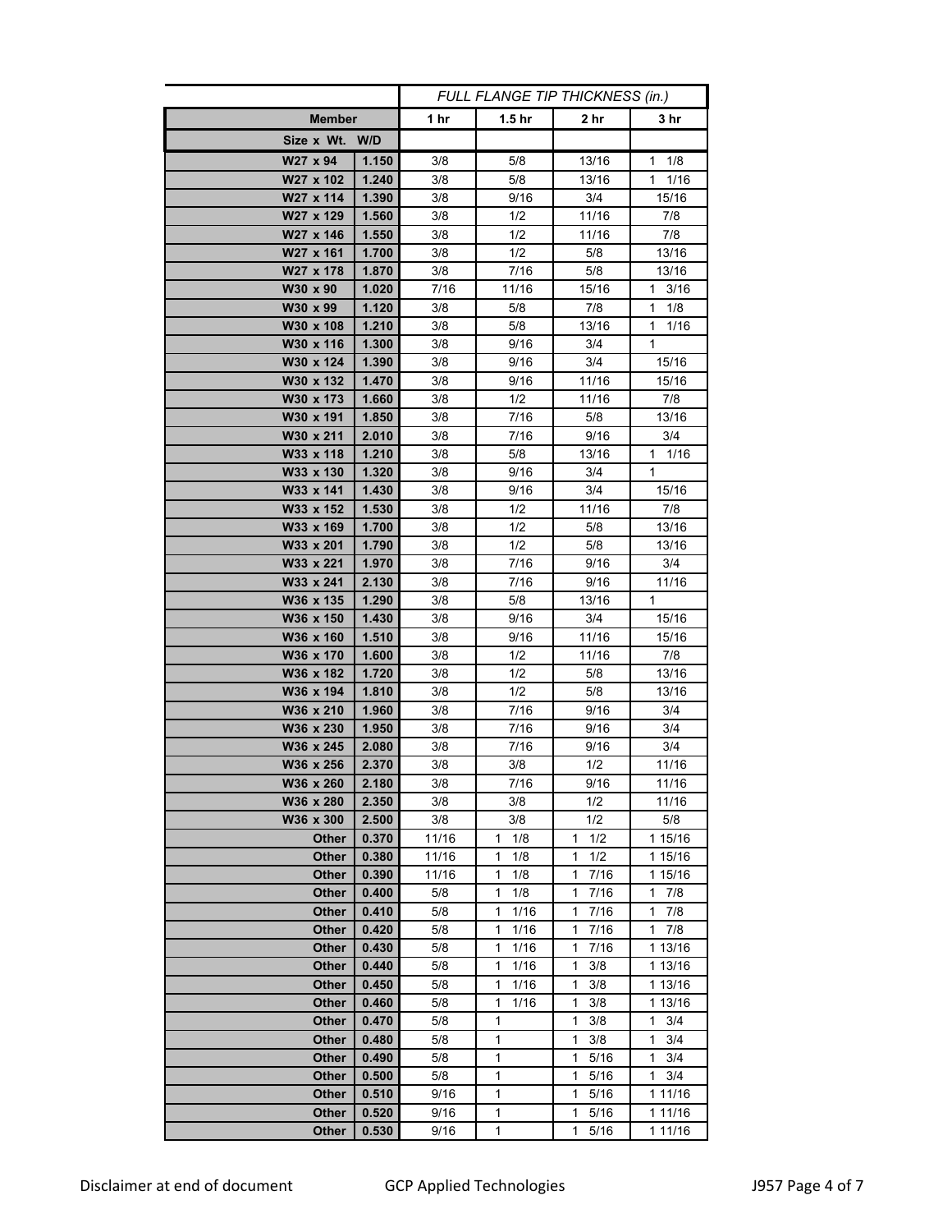| Member | | FULL FLANGE TIP THICKNESS (in.) | | | |
|---|---|---|---|---|---|
| | | 1 hr | 1.5 hr | 2 hr | 3 hr |
| Size x Wt. | W/D | | | | |
| W27 x 94 | 1.150 | 3/8 | 5/8 | 13/16 | 1 1/8 |
| W27 x 102 | 1.240 | 3/8 | 5/8 | 13/16 | 1 1/16 |
| W27 x 114 | 1.390 | 3/8 | 9/16 | 3/4 | 15/16 |
| W27 x 129 | 1.560 | 3/8 | 1/2 | 11/16 | 7/8 |
| W27 x 146 | 1.550 | 3/8 | 1/2 | 11/16 | 7/8 |
| W27 x 161 | 1.700 | 3/8 | 1/2 | 5/8 | 13/16 |
| W27 x 178 | 1.870 | 3/8 | 7/16 | 5/8 | 13/16 |
| W30 x 90 | 1.020 | 7/16 | 11/16 | 15/16 | 1 3/16 |
| W30 x 99 | 1.120 | 3/8 | 5/8 | 7/8 | 1 1/8 |
| W30 x 108 | 1.210 | 3/8 | 5/8 | 13/16 | 1 1/16 |
| W30 x 116 | 1.300 | 3/8 | 9/16 | 3/4 | 1 |
| W30 x 124 | 1.390 | 3/8 | 9/16 | 3/4 | 15/16 |
| W30 x 132 | 1.470 | 3/8 | 9/16 | 11/16 | 15/16 |
| W30 x 173 | 1.660 | 3/8 | 1/2 | 11/16 | 7/8 |
| W30 x 191 | 1.850 | 3/8 | 7/16 | 5/8 | 13/16 |
| W30 x 211 | 2.010 | 3/8 | 7/16 | 9/16 | 3/4 |
| W33 x 118 | 1.210 | 3/8 | 5/8 | 13/16 | 1 1/16 |
| W33 x 130 | 1.320 | 3/8 | 9/16 | 3/4 | 1 |
| W33 x 141 | 1.430 | 3/8 | 9/16 | 3/4 | 15/16 |
| W33 x 152 | 1.530 | 3/8 | 1/2 | 11/16 | 7/8 |
| W33 x 169 | 1.700 | 3/8 | 1/2 | 5/8 | 13/16 |
| W33 x 201 | 1.790 | 3/8 | 1/2 | 5/8 | 13/16 |
| W33 x 221 | 1.970 | 3/8 | 7/16 | 9/16 | 3/4 |
| W33 x 241 | 2.130 | 3/8 | 7/16 | 9/16 | 11/16 |
| W36 x 135 | 1.290 | 3/8 | 5/8 | 13/16 | 1 |
| W36 x 150 | 1.430 | 3/8 | 9/16 | 3/4 | 15/16 |
| W36 x 160 | 1.510 | 3/8 | 9/16 | 11/16 | 15/16 |
| W36 x 170 | 1.600 | 3/8 | 1/2 | 11/16 | 7/8 |
| W36 x 182 | 1.720 | 3/8 | 1/2 | 5/8 | 13/16 |
| W36 x 194 | 1.810 | 3/8 | 1/2 | 5/8 | 13/16 |
| W36 x 210 | 1.960 | 3/8 | 7/16 | 9/16 | 3/4 |
| W36 x 230 | 1.950 | 3/8 | 7/16 | 9/16 | 3/4 |
| W36 x 245 | 2.080 | 3/8 | 7/16 | 9/16 | 3/4 |
| W36 x 256 | 2.370 | 3/8 | 3/8 | 1/2 | 11/16 |
| W36 x 260 | 2.180 | 3/8 | 7/16 | 9/16 | 11/16 |
| W36 x 280 | 2.350 | 3/8 | 3/8 | 1/2 | 11/16 |
| W36 x 300 | 2.500 | 3/8 | 3/8 | 1/2 | 5/8 |
| Other | 0.370 | 11/16 | 1 1/8 | 1 1/2 | 1 15/16 |
| Other | 0.380 | 11/16 | 1 1/8 | 1 1/2 | 1 15/16 |
| Other | 0.390 | 11/16 | 1 1/8 | 1 7/16 | 1 15/16 |
| Other | 0.400 | 5/8 | 1 1/8 | 1 7/16 | 1 7/8 |
| Other | 0.410 | 5/8 | 1 1/16 | 1 7/16 | 1 7/8 |
| Other | 0.420 | 5/8 | 1 1/16 | 1 7/16 | 1 7/8 |
| Other | 0.430 | 5/8 | 1 1/16 | 1 7/16 | 1 13/16 |
| Other | 0.440 | 5/8 | 1 1/16 | 1 3/8 | 1 13/16 |
| Other | 0.450 | 5/8 | 1 1/16 | 1 3/8 | 1 13/16 |
| Other | 0.460 | 5/8 | 1 1/16 | 1 3/8 | 1 13/16 |
| Other | 0.470 | 5/8 | 1 | 1 3/8 | 1 3/4 |
| Other | 0.480 | 5/8 | 1 | 1 3/8 | 1 3/4 |
| Other | 0.490 | 5/8 | 1 | 1 5/16 | 1 3/4 |
| Other | 0.500 | 5/8 | 1 | 1 5/16 | 1 3/4 |
| Other | 0.510 | 9/16 | 1 | 1 5/16 | 1 11/16 |
| Other | 0.520 | 9/16 | 1 | 1 5/16 | 1 11/16 |
| Other | 0.530 | 9/16 | 1 | 1 5/16 | 1 11/16 |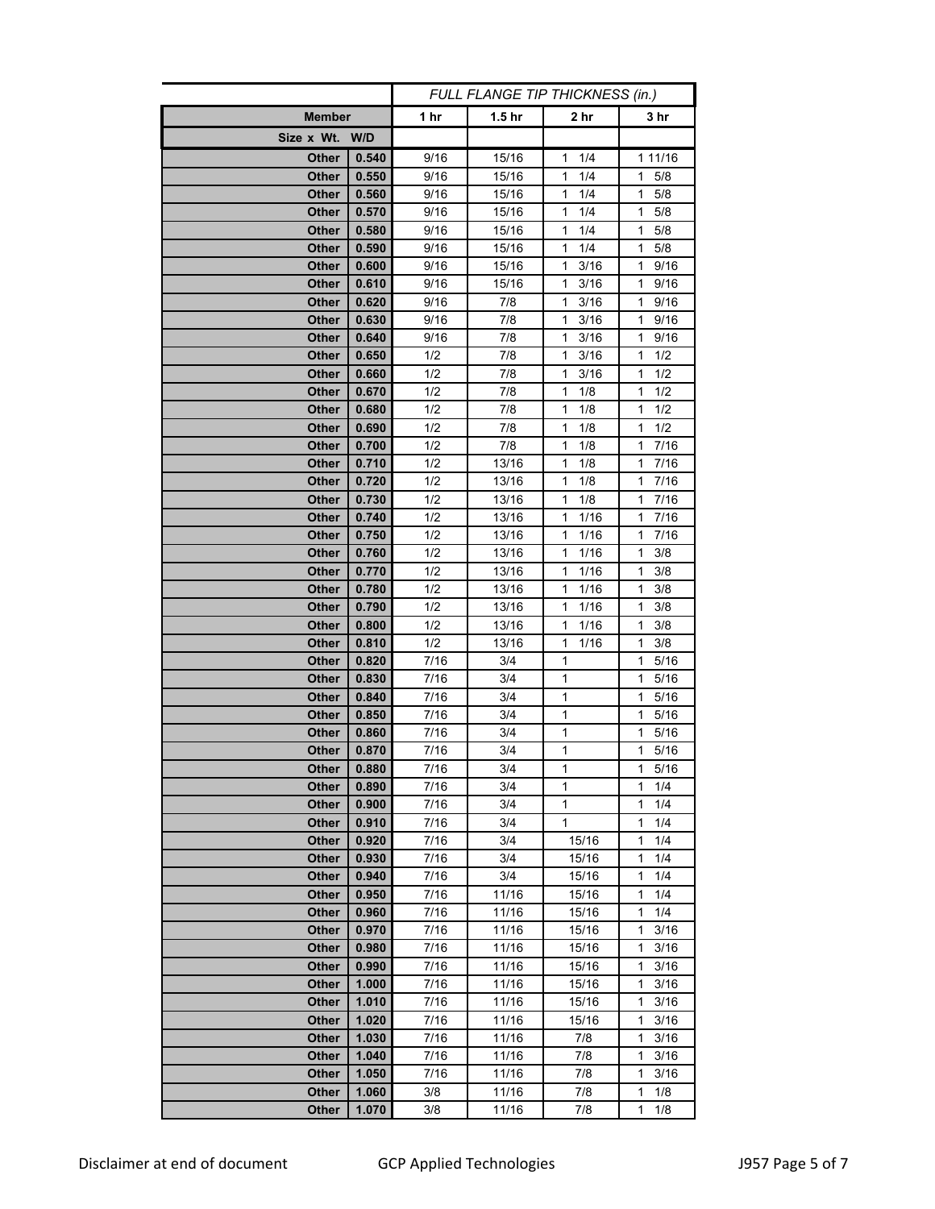| Member | | FULL FLANGE TIP THICKNESS (in.) | | | |
|---|---|---|---|---|---|
| | | 1 hr | 1.5 hr | 2 hr | 3 hr |
| Size x Wt. | W/D | | | | |
| Other | 0.540 | 9/16 | 15/16 | 1 1/4 | 1 11/16 |
| Other | 0.550 | 9/16 | 15/16 | 1 1/4 | 1 5/8 |
| Other | 0.560 | 9/16 | 15/16 | 1 1/4 | 1 5/8 |
| Other | 0.570 | 9/16 | 15/16 | 1 1/4 | 1 5/8 |
| Other | 0.580 | 9/16 | 15/16 | 1 1/4 | 1 5/8 |
| Other | 0.590 | 9/16 | 15/16 | 1 1/4 | 1 5/8 |
| Other | 0.600 | 9/16 | 15/16 | 1 3/16 | 1 9/16 |
| Other | 0.610 | 9/16 | 15/16 | 1 3/16 | 1 9/16 |
| Other | 0.620 | 9/16 | 7/8 | 1 3/16 | 1 9/16 |
| Other | 0.630 | 9/16 | 7/8 | 1 3/16 | 1 9/16 |
| Other | 0.640 | 9/16 | 7/8 | 1 3/16 | 1 9/16 |
| Other | 0.650 | 1/2 | 7/8 | 1 3/16 | 1 1/2 |
| Other | 0.660 | 1/2 | 7/8 | 1 3/16 | 1 1/2 |
| Other | 0.670 | 1/2 | 7/8 | 1 1/8 | 1 1/2 |
| Other | 0.680 | 1/2 | 7/8 | 1 1/8 | 1 1/2 |
| Other | 0.690 | 1/2 | 7/8 | 1 1/8 | 1 1/2 |
| Other | 0.700 | 1/2 | 7/8 | 1 1/8 | 1 7/16 |
| Other | 0.710 | 1/2 | 13/16 | 1 1/8 | 1 7/16 |
| Other | 0.720 | 1/2 | 13/16 | 1 1/8 | 1 7/16 |
| Other | 0.730 | 1/2 | 13/16 | 1 1/8 | 1 7/16 |
| Other | 0.740 | 1/2 | 13/16 | 1 1/16 | 1 7/16 |
| Other | 0.750 | 1/2 | 13/16 | 1 1/16 | 1 7/16 |
| Other | 0.760 | 1/2 | 13/16 | 1 1/16 | 1 3/8 |
| Other | 0.770 | 1/2 | 13/16 | 1 1/16 | 1 3/8 |
| Other | 0.780 | 1/2 | 13/16 | 1 1/16 | 1 3/8 |
| Other | 0.790 | 1/2 | 13/16 | 1 1/16 | 1 3/8 |
| Other | 0.800 | 1/2 | 13/16 | 1 1/16 | 1 3/8 |
| Other | 0.810 | 1/2 | 13/16 | 1 1/16 | 1 3/8 |
| Other | 0.820 | 7/16 | 3/4 | 1 | 1 5/16 |
| Other | 0.830 | 7/16 | 3/4 | 1 | 1 5/16 |
| Other | 0.840 | 7/16 | 3/4 | 1 | 1 5/16 |
| Other | 0.850 | 7/16 | 3/4 | 1 | 1 5/16 |
| Other | 0.860 | 7/16 | 3/4 | 1 | 1 5/16 |
| Other | 0.870 | 7/16 | 3/4 | 1 | 1 5/16 |
| Other | 0.880 | 7/16 | 3/4 | 1 | 1 5/16 |
| Other | 0.890 | 7/16 | 3/4 | 1 | 1 1/4 |
| Other | 0.900 | 7/16 | 3/4 | 1 | 1 1/4 |
| Other | 0.910 | 7/16 | 3/4 | 1 | 1 1/4 |
| Other | 0.920 | 7/16 | 3/4 | 15/16 | 1 1/4 |
| Other | 0.930 | 7/16 | 3/4 | 15/16 | 1 1/4 |
| Other | 0.940 | 7/16 | 3/4 | 15/16 | 1 1/4 |
| Other | 0.950 | 7/16 | 11/16 | 15/16 | 1 1/4 |
| Other | 0.960 | 7/16 | 11/16 | 15/16 | 1 1/4 |
| Other | 0.970 | 7/16 | 11/16 | 15/16 | 1 3/16 |
| Other | 0.980 | 7/16 | 11/16 | 15/16 | 1 3/16 |
| Other | 0.990 | 7/16 | 11/16 | 15/16 | 1 3/16 |
| Other | 1.000 | 7/16 | 11/16 | 15/16 | 1 3/16 |
| Other | 1.010 | 7/16 | 11/16 | 15/16 | 1 3/16 |
| Other | 1.020 | 7/16 | 11/16 | 15/16 | 1 3/16 |
| Other | 1.030 | 7/16 | 11/16 | 7/8 | 1 3/16 |
| Other | 1.040 | 7/16 | 11/16 | 7/8 | 1 3/16 |
| Other | 1.050 | 7/16 | 11/16 | 7/8 | 1 3/16 |
| Other | 1.060 | 3/8 | 11/16 | 7/8 | 1 1/8 |
| Other | 1.070 | 3/8 | 11/16 | 7/8 | 1 1/8 |

Disclaimer at end of document GCP Applied Technologies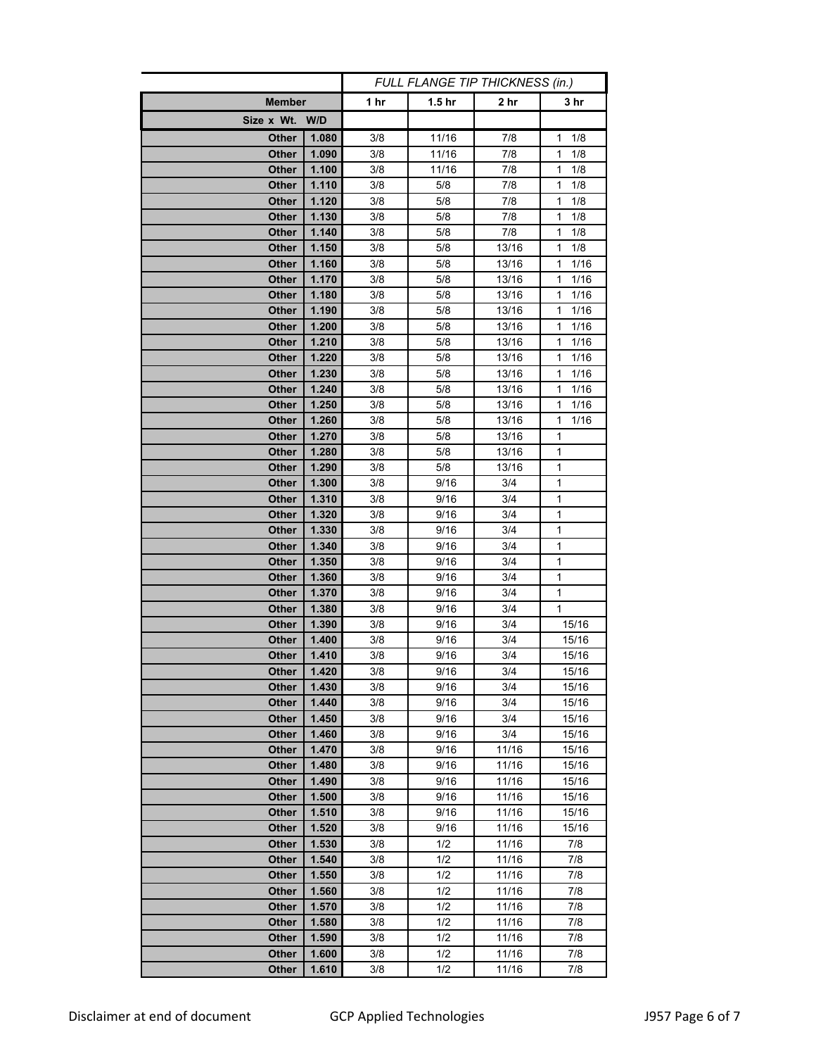| Member | | FULL FLANGE TIP THICKNESS (in.) | | | |
|---|---|---|---|---|---|
| | | 1 hr | 1.5 hr | 2 hr | 3 hr |
| Size x Wt. | W/D | | | | |
| Other | 1.080 | 3/8 | 11/16 | 7/8 | 1 1/8 |
| Other | 1.090 | 3/8 | 11/16 | 7/8 | 1 1/8 |
| Other | 1.100 | 3/8 | 11/16 | 7/8 | 1 1/8 |
| Other | 1.110 | 3/8 | 5/8 | 7/8 | 1 1/8 |
| Other | 1.120 | 3/8 | 5/8 | 7/8 | 1 1/8 |
| Other | 1.130 | 3/8 | 5/8 | 7/8 | 1 1/8 |
| Other | 1.140 | 3/8 | 5/8 | 7/8 | 1 1/8 |
| Other | 1.150 | 3/8 | 5/8 | 13/16 | 1 1/8 |
| Other | 1.160 | 3/8 | 5/8 | 13/16 | 1 1/16 |
| Other | 1.170 | 3/8 | 5/8 | 13/16 | 1 1/16 |
| Other | 1.180 | 3/8 | 5/8 | 13/16 | 1 1/16 |
| Other | 1.190 | 3/8 | 5/8 | 13/16 | 1 1/16 |
| Other | 1.200 | 3/8 | 5/8 | 13/16 | 1 1/16 |
| Other | 1.210 | 3/8 | 5/8 | 13/16 | 1 1/16 |
| Other | 1.220 | 3/8 | 5/8 | 13/16 | 1 1/16 |
| Other | 1.230 | 3/8 | 5/8 | 13/16 | 1 1/16 |
| Other | 1.240 | 3/8 | 5/8 | 13/16 | 1 1/16 |
| Other | 1.250 | 3/8 | 5/8 | 13/16 | 1 1/16 |
| Other | 1.260 | 3/8 | 5/8 | 13/16 | 1 1/16 |
| Other | 1.270 | 3/8 | 5/8 | 13/16 | 1 |
| Other | 1.280 | 3/8 | 5/8 | 13/16 | 1 |
| Other | 1.290 | 3/8 | 5/8 | 13/16 | 1 |
| Other | 1.300 | 3/8 | 9/16 | 3/4 | 1 |
| Other | 1.310 | 3/8 | 9/16 | 3/4 | 1 |
| Other | 1.320 | 3/8 | 9/16 | 3/4 | 1 |
| Other | 1.330 | 3/8 | 9/16 | 3/4 | 1 |
| Other | 1.340 | 3/8 | 9/16 | 3/4 | 1 |
| Other | 1.350 | 3/8 | 9/16 | 3/4 | 1 |
| Other | 1.360 | 3/8 | 9/16 | 3/4 | 1 |
| Other | 1.370 | 3/8 | 9/16 | 3/4 | 1 |
| Other | 1.380 | 3/8 | 9/16 | 3/4 | 1 |
| Other | 1.390 | 3/8 | 9/16 | 3/4 | 15/16 |
| Other | 1.400 | 3/8 | 9/16 | 3/4 | 15/16 |
| Other | 1.410 | 3/8 | 9/16 | 3/4 | 15/16 |
| Other | 1.420 | 3/8 | 9/16 | 3/4 | 15/16 |
| Other | 1.430 | 3/8 | 9/16 | 3/4 | 15/16 |
| Other | 1.440 | 3/8 | 9/16 | 3/4 | 15/16 |
| Other | 1.450 | 3/8 | 9/16 | 3/4 | 15/16 |
| Other | 1.460 | 3/8 | 9/16 | 3/4 | 15/16 |
| Other | 1.470 | 3/8 | 9/16 | 11/16 | 15/16 |
| Other | 1.480 | 3/8 | 9/16 | 11/16 | 15/16 |
| Other | 1.490 | 3/8 | 9/16 | 11/16 | 15/16 |
| Other | 1.500 | 3/8 | 9/16 | 11/16 | 15/16 |
| Other | 1.510 | 3/8 | 9/16 | 11/16 | 15/16 |
| Other | 1.520 | 3/8 | 9/16 | 11/16 | 15/16 |
| Other | 1.530 | 3/8 | 1/2 | 11/16 | 7/8 |
| Other | 1.540 | 3/8 | 1/2 | 11/16 | 7/8 |
| Other | 1.550 | 3/8 | 1/2 | 11/16 | 7/8 |
| Other | 1.560 | 3/8 | 1/2 | 11/16 | 7/8 |
| Other | 1.570 | 3/8 | 1/2 | 11/16 | 7/8 |
| Other | 1.580 | 3/8 | 1/2 | 11/16 | 7/8 |
| Other | 1.590 | 3/8 | 1/2 | 11/16 | 7/8 |
| Other | 1.600 | 3/8 | 1/2 | 11/16 | 7/8 |
| Other | 1.610 | 3/8 | 1/2 | 11/16 | 7/8 |

Disclaimer at end of document GCP Applied Technologies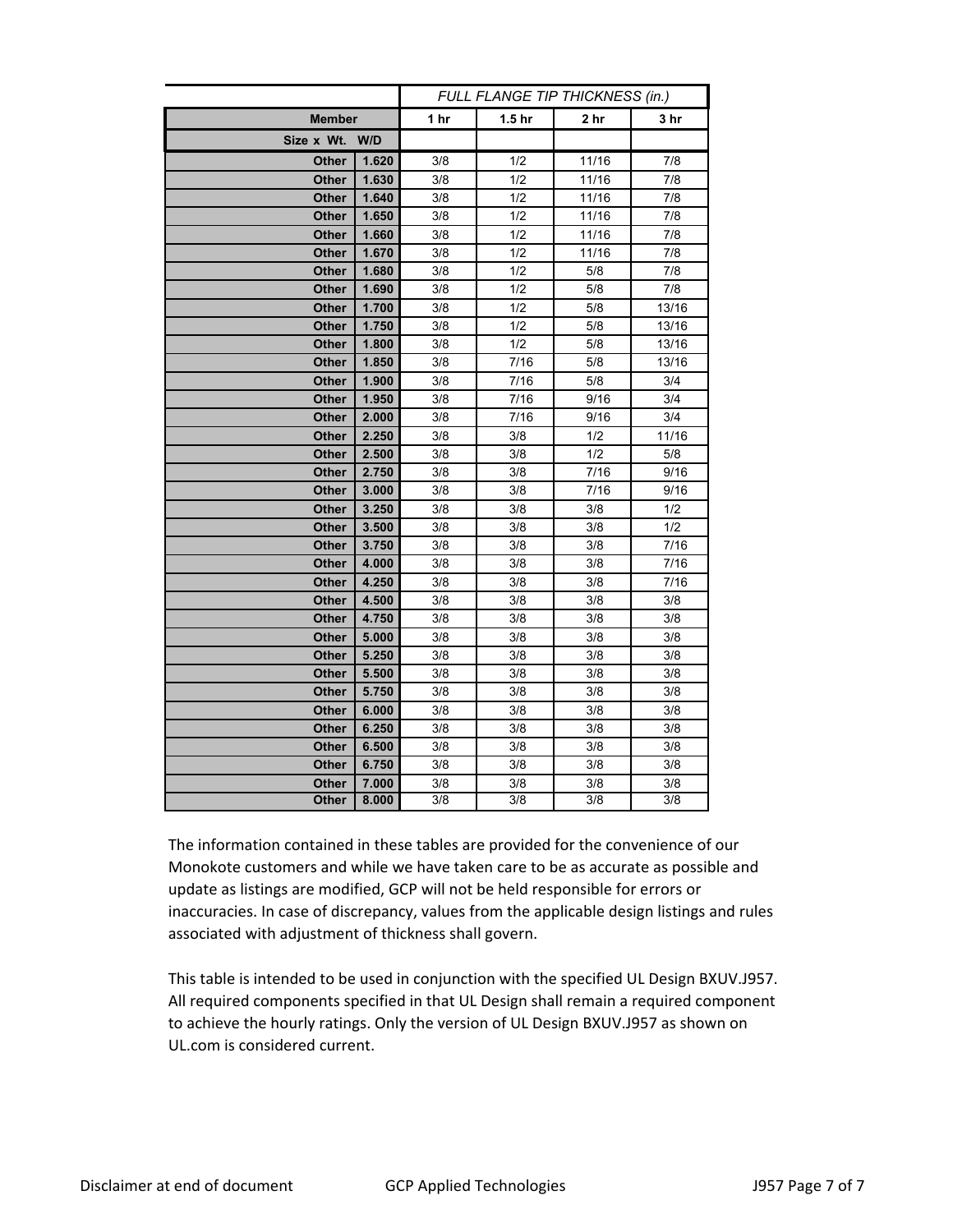| | | FULL FLANGE TIP THICKNESS (in.) | | | |
|---|---|---|---|---|---|
| Member | | 1 hr | 1.5 hr | 2 hr | 3 hr |
| Size x Wt. | W/D | | | | |
| Other | 1.620 | 3/8 | 1/2 | 11/16 | 7/8 |
| Other | 1.630 | 3/8 | 1/2 | 11/16 | 7/8 |
| Other | 1.640 | 3/8 | 1/2 | 11/16 | 7/8 |
| Other | 1.650 | 3/8 | 1/2 | 11/16 | 7/8 |
| Other | 1.660 | 3/8 | 1/2 | 11/16 | 7/8 |
| Other | 1.670 | 3/8 | 1/2 | 11/16 | 7/8 |
| Other | 1.680 | 3/8 | 1/2 | 5/8 | 7/8 |
| Other | 1.690 | 3/8 | 1/2 | 5/8 | 7/8 |
| Other | 1.700 | 3/8 | 1/2 | 5/8 | 13/16 |
| Other | 1.750 | 3/8 | 1/2 | 5/8 | 13/16 |
| Other | 1.800 | 3/8 | 1/2 | 5/8 | 13/16 |
| Other | 1.850 | 3/8 | 7/16 | 5/8 | 13/16 |
| Other | 1.900 | 3/8 | 7/16 | 5/8 | 3/4 |
| Other | 1.950 | 3/8 | 7/16 | 9/16 | 3/4 |
| Other | 2.000 | 3/8 | 7/16 | 9/16 | 3/4 |
| Other | 2.250 | 3/8 | 3/8 | 1/2 | 11/16 |
| Other | 2.500 | 3/8 | 3/8 | 1/2 | 5/8 |
| Other | 2.750 | 3/8 | 3/8 | 7/16 | 9/16 |
| Other | 3.000 | 3/8 | 3/8 | 7/16 | 9/16 |
| Other | 3.250 | 3/8 | 3/8 | 3/8 | 1/2 |
| Other | 3.500 | 3/8 | 3/8 | 3/8 | 1/2 |
| Other | 3.750 | 3/8 | 3/8 | 3/8 | 7/16 |
| Other | 4.000 | 3/8 | 3/8 | 3/8 | 7/16 |
| Other | 4.250 | 3/8 | 3/8 | 3/8 | 7/16 |
| Other | 4.500 | 3/8 | 3/8 | 3/8 | 3/8 |
| Other | 4.750 | 3/8 | 3/8 | 3/8 | 3/8 |
| Other | 5.000 | 3/8 | 3/8 | 3/8 | 3/8 |
| Other | 5.250 | 3/8 | 3/8 | 3/8 | 3/8 |
| Other | 5.500 | 3/8 | 3/8 | 3/8 | 3/8 |
| Other | 5.750 | 3/8 | 3/8 | 3/8 | 3/8 |
| Other | 6.000 | 3/8 | 3/8 | 3/8 | 3/8 |
| Other | 6.250 | 3/8 | 3/8 | 3/8 | 3/8 |
| Other | 6.500 | 3/8 | 3/8 | 3/8 | 3/8 |
| Other | 6.750 | 3/8 | 3/8 | 3/8 | 3/8 |
| Other | 7.000 | 3/8 | 3/8 | 3/8 | 3/8 |
| Other | 8.000 | 3/8 | 3/8 | 3/8 | 3/8 |

The information contained in these tables are provided for the convenience of our Monokote customers and while we have taken care to be as accurate as possible and update as listings are modified, GCP will not be held responsible for errors or inaccuracies. In case of discrepancy, values from the applicable design listings and rules associated with adjustment of thickness shall govern.

This table is intended to be used in conjunction with the specified UL Design BXUV.J957. All required components specified in that UL Design shall remain a required component to achieve the hourly ratings. Only the version of UL Design BXUV.J957 as shown on UL.com is considered current.